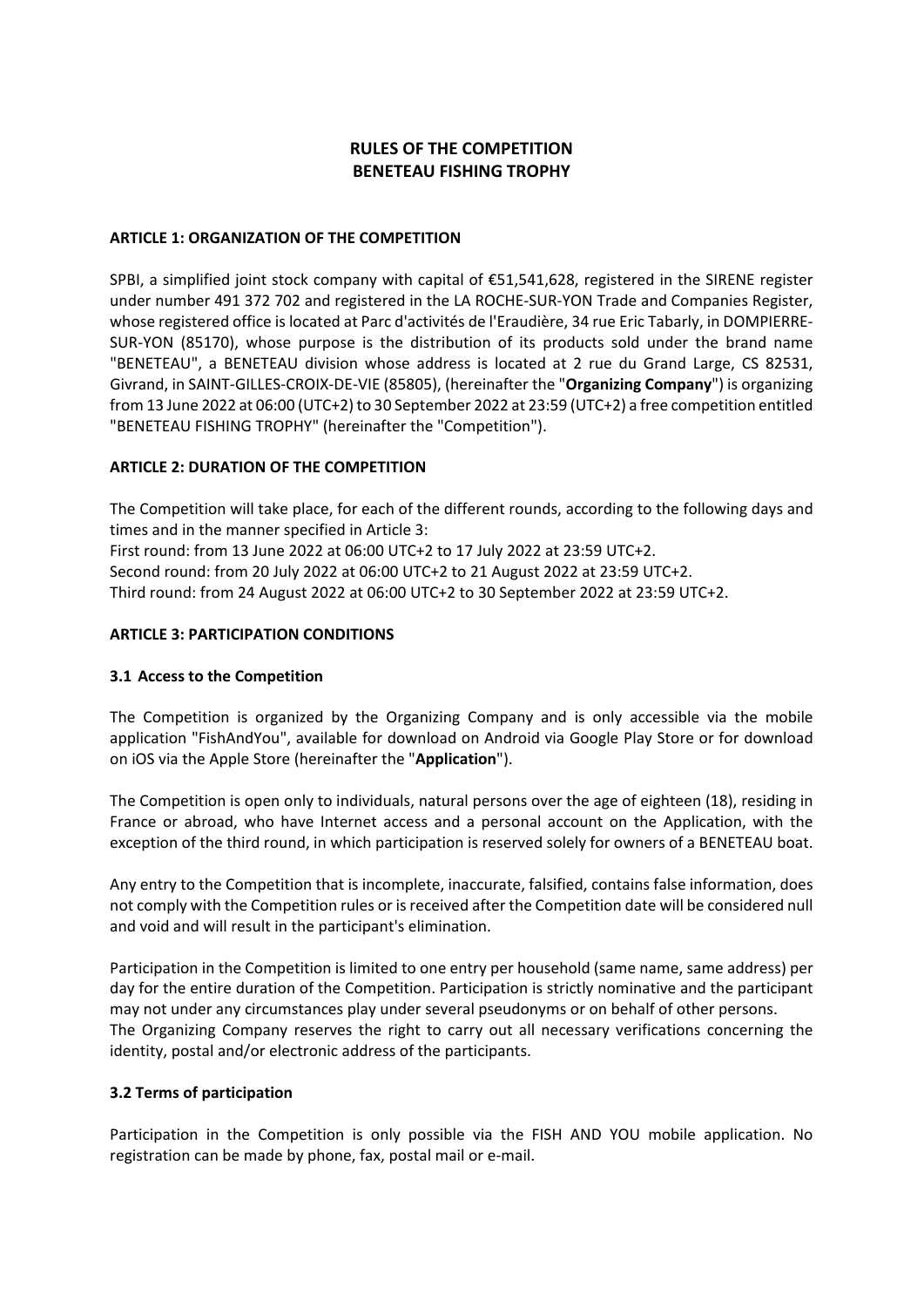# RULES OF THE COMPETITION
# BENETEAU FISHING TROPHY

## ARTICLE 1: ORGANIZATION OF THE COMPETITION

SPBI, a simplified joint stock company with capital of €51,541,628, registered in the SIRENE register under number 491 372 702 and registered in the LA ROCHE-SUR-YON Trade and Companies Register, whose registered office is located at Parc d'activités de l'Eraudière, 34 rue Eric Tabarly, in DOMPIERRE-SUR-YON (85170), whose purpose is the distribution of its products sold under the brand name "BENETEAU", a BENETEAU division whose address is located at 2 rue du Grand Large, CS 82531, Givrand, in SAINT-GILLES-CROIX-DE-VIE (85805), (hereinafter the "**Organizing Company**") is organizing from 13 June 2022 at 06:00 (UTC+2) to 30 September 2022 at 23:59 (UTC+2) a free competition entitled "BENETEAU FISHING TROPHY" (hereinafter the "Competition").

## ARTICLE 2: DURATION OF THE COMPETITION

The Competition will take place, for each of the different rounds, according to the following days and times and in the manner specified in Article 3:
First round: from 13 June 2022 at 06:00 UTC+2 to 17 July 2022 at 23:59 UTC+2.
Second round: from 20 July 2022 at 06:00 UTC+2 to 21 August 2022 at 23:59 UTC+2.
Third round: from 24 August 2022 at 06:00 UTC+2 to 30 September 2022 at 23:59 UTC+2.

## ARTICLE 3: PARTICIPATION CONDITIONS

### 3.1 Access to the Competition

The Competition is organized by the Organizing Company and is only accessible via the mobile application "FishAndYou", available for download on Android via Google Play Store or for download on iOS via the Apple Store (hereinafter the "**Application**").

The Competition is open only to individuals, natural persons over the age of eighteen (18), residing in France or abroad, who have Internet access and a personal account on the Application, with the exception of the third round, in which participation is reserved solely for owners of a BENETEAU boat.

Any entry to the Competition that is incomplete, inaccurate, falsified, contains false information, does not comply with the Competition rules or is received after the Competition date will be considered null and void and will result in the participant's elimination.

Participation in the Competition is limited to one entry per household (same name, same address) per day for the entire duration of the Competition. Participation is strictly nominative and the participant may not under any circumstances play under several pseudonyms or on behalf of other persons.
The Organizing Company reserves the right to carry out all necessary verifications concerning the identity, postal and/or electronic address of the participants.

### 3.2 Terms of participation

Participation in the Competition is only possible via the FISH AND YOU mobile application. No registration can be made by phone, fax, postal mail or e-mail.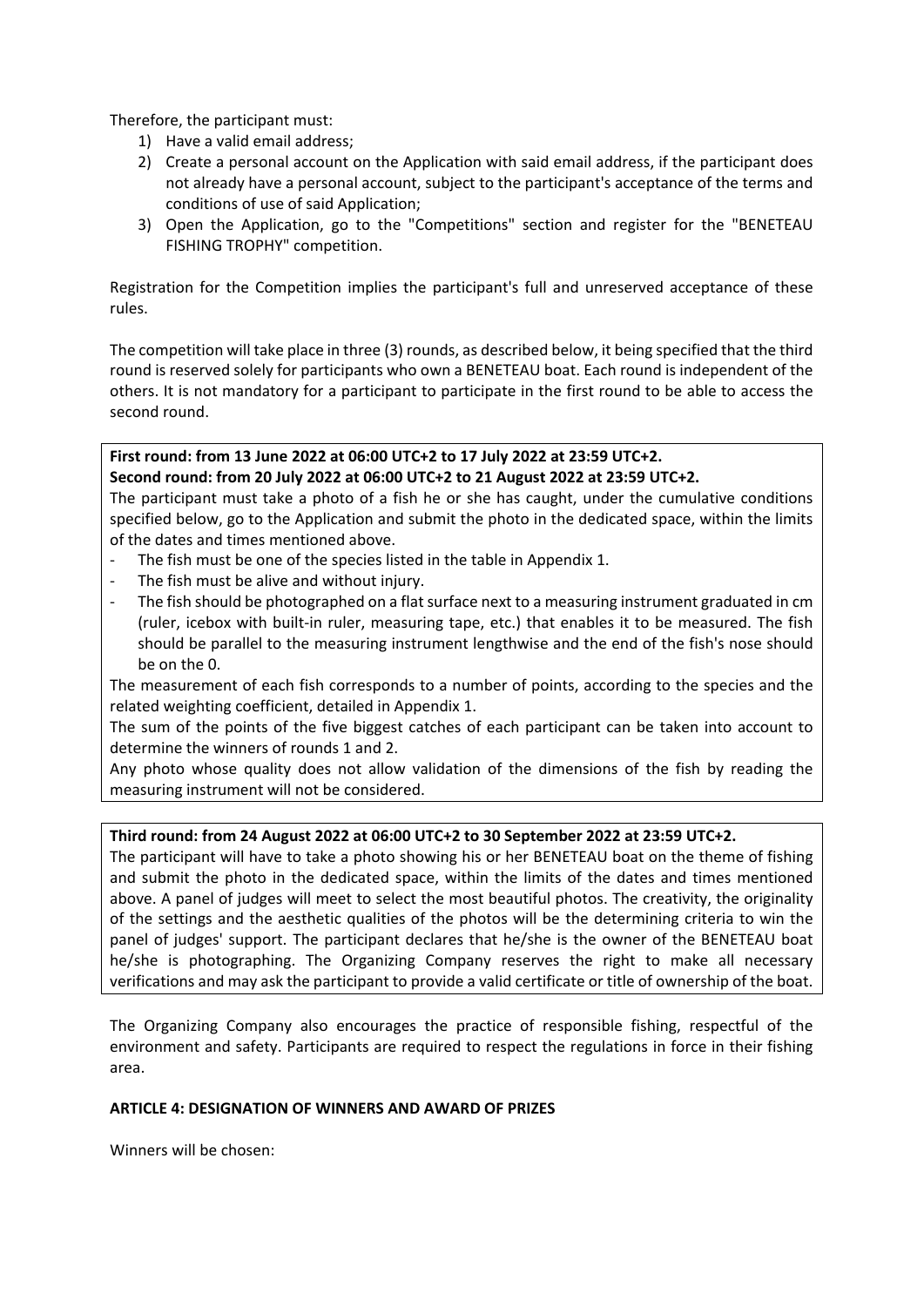Therefore, the participant must:

1) Have a valid email address;
2) Create a personal account on the Application with said email address, if the participant does not already have a personal account, subject to the participant's acceptance of the terms and conditions of use of said Application;
3) Open the Application, go to the "Competitions" section and register for the "BENETEAU FISHING TROPHY" competition.

Registration for the Competition implies the participant's full and unreserved acceptance of these rules.

The competition will take place in three (3) rounds, as described below, it being specified that the third round is reserved solely for participants who own a BENETEAU boat. Each round is independent of the others. It is not mandatory for a participant to participate in the first round to be able to access the second round.

**First round: from 13 June 2022 at 06:00 UTC+2 to 17 July 2022 at 23:59 UTC+2.**
**Second round: from 20 July 2022 at 06:00 UTC+2 to 21 August 2022 at 23:59 UTC+2.**

The participant must take a photo of a fish he or she has caught, under the cumulative conditions specified below, go to the Application and submit the photo in the dedicated space, within the limits of the dates and times mentioned above.

- The fish must be one of the species listed in the table in Appendix 1.
- The fish must be alive and without injury.
- The fish should be photographed on a flat surface next to a measuring instrument graduated in cm (ruler, icebox with built-in ruler, measuring tape, etc.) that enables it to be measured. The fish should be parallel to the measuring instrument lengthwise and the end of the fish's nose should be on the 0.

The measurement of each fish corresponds to a number of points, according to the species and the related weighting coefficient, detailed in Appendix 1.

The sum of the points of the five biggest catches of each participant can be taken into account to determine the winners of rounds 1 and 2.

Any photo whose quality does not allow validation of the dimensions of the fish by reading the measuring instrument will not be considered.

**Third round: from 24 August 2022 at 06:00 UTC+2 to 30 September 2022 at 23:59 UTC+2.**

The participant will have to take a photo showing his or her BENETEAU boat on the theme of fishing and submit the photo in the dedicated space, within the limits of the dates and times mentioned above. A panel of judges will meet to select the most beautiful photos. The creativity, the originality of the settings and the aesthetic qualities of the photos will be the determining criteria to win the panel of judges' support. The participant declares that he/she is the owner of the BENETEAU boat he/she is photographing. The Organizing Company reserves the right to make all necessary verifications and may ask the participant to provide a valid certificate or title of ownership of the boat.

The Organizing Company also encourages the practice of responsible fishing, respectful of the environment and safety. Participants are required to respect the regulations in force in their fishing area.

**ARTICLE 4: DESIGNATION OF WINNERS AND AWARD OF PRIZES**

Winners will be chosen: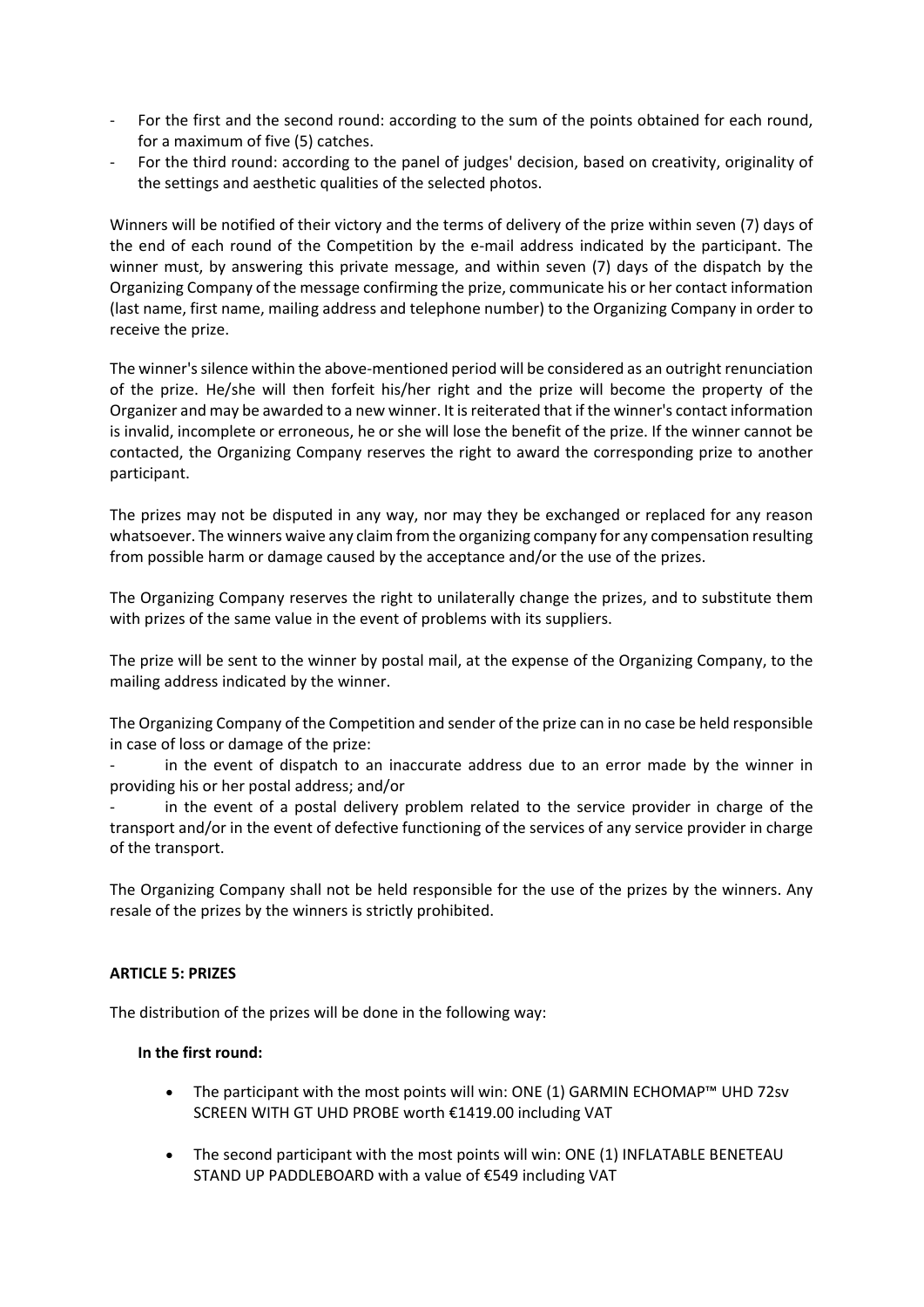- For the first and the second round: according to the sum of the points obtained for each round, for a maximum of five (5) catches.
- For the third round: according to the panel of judges' decision, based on creativity, originality of the settings and aesthetic qualities of the selected photos.

Winners will be notified of their victory and the terms of delivery of the prize within seven (7) days of the end of each round of the Competition by the e-mail address indicated by the participant. The winner must, by answering this private message, and within seven (7) days of the dispatch by the Organizing Company of the message confirming the prize, communicate his or her contact information (last name, first name, mailing address and telephone number) to the Organizing Company in order to receive the prize.

The winner's silence within the above-mentioned period will be considered as an outright renunciation of the prize. He/she will then forfeit his/her right and the prize will become the property of the Organizer and may be awarded to a new winner. It is reiterated that if the winner's contact information is invalid, incomplete or erroneous, he or she will lose the benefit of the prize. If the winner cannot be contacted, the Organizing Company reserves the right to award the corresponding prize to another participant.

The prizes may not be disputed in any way, nor may they be exchanged or replaced for any reason whatsoever. The winners waive any claim from the organizing company for any compensation resulting from possible harm or damage caused by the acceptance and/or the use of the prizes.

The Organizing Company reserves the right to unilaterally change the prizes, and to substitute them with prizes of the same value in the event of problems with its suppliers.

The prize will be sent to the winner by postal mail, at the expense of the Organizing Company, to the mailing address indicated by the winner.

The Organizing Company of the Competition and sender of the prize can in no case be held responsible in case of loss or damage of the prize:

- in the event of dispatch to an inaccurate address due to an error made by the winner in providing his or her postal address; and/or
- in the event of a postal delivery problem related to the service provider in charge of the transport and/or in the event of defective functioning of the services of any service provider in charge of the transport.

The Organizing Company shall not be held responsible for the use of the prizes by the winners. Any resale of the prizes by the winners is strictly prohibited.

**ARTICLE 5: PRIZES**

The distribution of the prizes will be done in the following way:

**In the first round:**

- The participant with the most points will win: ONE (1) GARMIN ECHOMAP™ UHD 72sv SCREEN WITH GT UHD PROBE worth €1419.00 including VAT
- The second participant with the most points will win: ONE (1) INFLATABLE BENETEAU STAND UP PADDLEBOARD with a value of €549 including VAT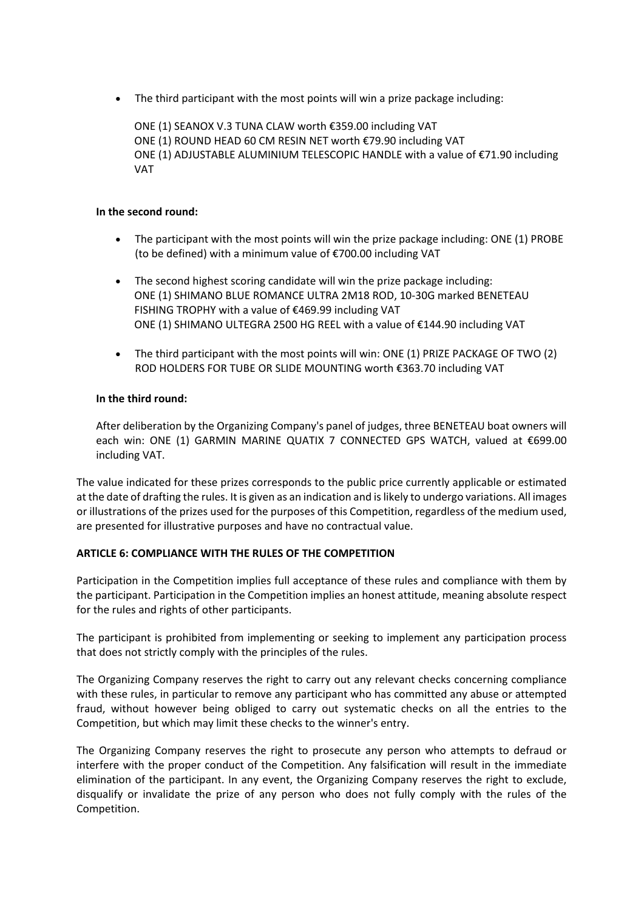- The third participant with the most points will win a prize package including:

  ONE (1) SEANOX V.3 TUNA CLAW worth €359.00 including VAT
  ONE (1) ROUND HEAD 60 CM RESIN NET worth €79.90 including VAT
  ONE (1) ADJUSTABLE ALUMINIUM TELESCOPIC HANDLE with a value of €71.90 including VAT

**In the second round:**

- The participant with the most points will win the prize package including: ONE (1) PROBE (to be defined) with a minimum value of €700.00 including VAT

- The second highest scoring candidate will win the prize package including:
  ONE (1) SHIMANO BLUE ROMANCE ULTRA 2M18 ROD, 10-30G marked BENETEAU FISHING TROPHY with a value of €469.99 including VAT
  ONE (1) SHIMANO ULTEGRA 2500 HG REEL with a value of €144.90 including VAT

- The third participant with the most points will win: ONE (1) PRIZE PACKAGE OF TWO (2) ROD HOLDERS FOR TUBE OR SLIDE MOUNTING worth €363.70 including VAT

**In the third round:**

After deliberation by the Organizing Company's panel of judges, three BENETEAU boat owners will each win: ONE (1) GARMIN MARINE QUATIX 7 CONNECTED GPS WATCH, valued at €699.00 including VAT.

The value indicated for these prizes corresponds to the public price currently applicable or estimated at the date of drafting the rules. It is given as an indication and is likely to undergo variations. All images or illustrations of the prizes used for the purposes of this Competition, regardless of the medium used, are presented for illustrative purposes and have no contractual value.

**ARTICLE 6: COMPLIANCE WITH THE RULES OF THE COMPETITION**

Participation in the Competition implies full acceptance of these rules and compliance with them by the participant. Participation in the Competition implies an honest attitude, meaning absolute respect for the rules and rights of other participants.

The participant is prohibited from implementing or seeking to implement any participation process that does not strictly comply with the principles of the rules.

The Organizing Company reserves the right to carry out any relevant checks concerning compliance with these rules, in particular to remove any participant who has committed any abuse or attempted fraud, without however being obliged to carry out systematic checks on all the entries to the Competition, but which may limit these checks to the winner's entry.

The Organizing Company reserves the right to prosecute any person who attempts to defraud or interfere with the proper conduct of the Competition. Any falsification will result in the immediate elimination of the participant. In any event, the Organizing Company reserves the right to exclude, disqualify or invalidate the prize of any person who does not fully comply with the rules of the Competition.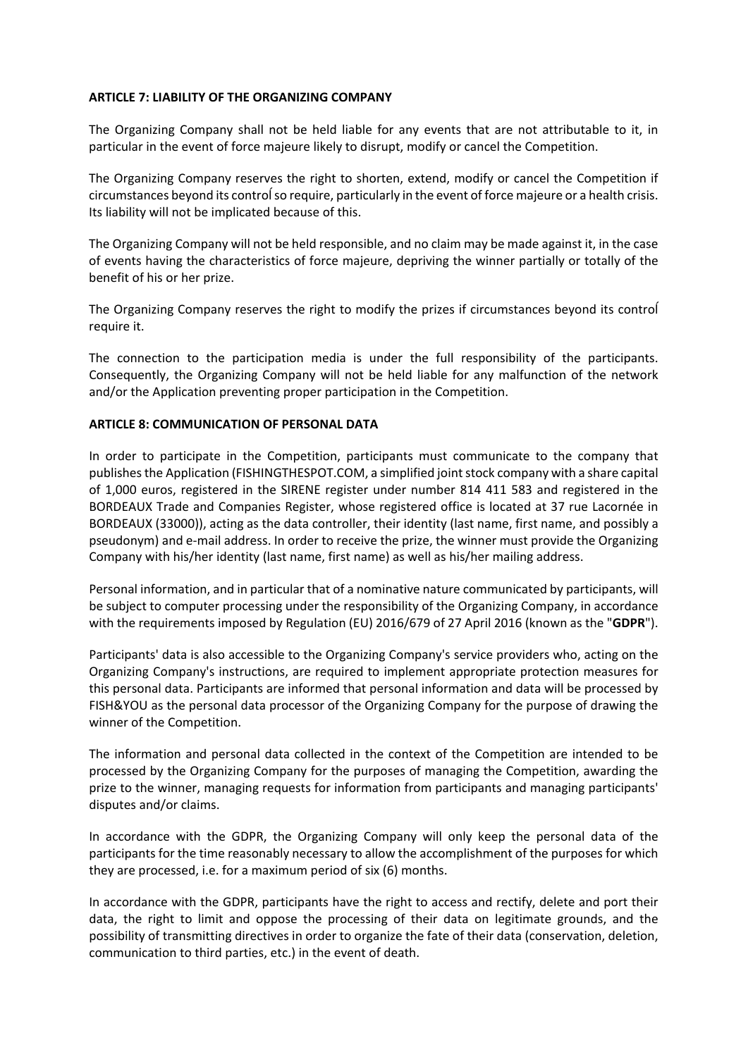**ARTICLE 7: LIABILITY OF THE ORGANIZING COMPANY**

The Organizing Company shall not be held liable for any events that are not attributable to it, in particular in the event of force majeure likely to disrupt, modify or cancel the Competition.

The Organizing Company reserves the right to shorten, extend, modify or cancel the Competition if circumstances beyond its control so require, particularly in the event of force majeure or a health crisis. Its liability will not be implicated because of this.

The Organizing Company will not be held responsible, and no claim may be made against it, in the case of events having the characteristics of force majeure, depriving the winner partially or totally of the benefit of his or her prize.

The Organizing Company reserves the right to modify the prizes if circumstances beyond its control require it.

The connection to the participation media is under the full responsibility of the participants. Consequently, the Organizing Company will not be held liable for any malfunction of the network and/or the Application preventing proper participation in the Competition.

**ARTICLE 8: COMMUNICATION OF PERSONAL DATA**

In order to participate in the Competition, participants must communicate to the company that publishes the Application (FISHINGTHESPOT.COM, a simplified joint stock company with a share capital of 1,000 euros, registered in the SIRENE register under number 814 411 583 and registered in the BORDEAUX Trade and Companies Register, whose registered office is located at 37 rue Lacornée in BORDEAUX (33000)), acting as the data controller, their identity (last name, first name, and possibly a pseudonym) and e-mail address. In order to receive the prize, the winner must provide the Organizing Company with his/her identity (last name, first name) as well as his/her mailing address.

Personal information, and in particular that of a nominative nature communicated by participants, will be subject to computer processing under the responsibility of the Organizing Company, in accordance with the requirements imposed by Regulation (EU) 2016/679 of 27 April 2016 (known as the "**GDPR**").

Participants' data is also accessible to the Organizing Company's service providers who, acting on the Organizing Company's instructions, are required to implement appropriate protection measures for this personal data. Participants are informed that personal information and data will be processed by FISH&YOU as the personal data processor of the Organizing Company for the purpose of drawing the winner of the Competition.

The information and personal data collected in the context of the Competition are intended to be processed by the Organizing Company for the purposes of managing the Competition, awarding the prize to the winner, managing requests for information from participants and managing participants' disputes and/or claims.

In accordance with the GDPR, the Organizing Company will only keep the personal data of the participants for the time reasonably necessary to allow the accomplishment of the purposes for which they are processed, i.e. for a maximum period of six (6) months.

In accordance with the GDPR, participants have the right to access and rectify, delete and port their data, the right to limit and oppose the processing of their data on legitimate grounds, and the possibility of transmitting directives in order to organize the fate of their data (conservation, deletion, communication to third parties, etc.) in the event of death.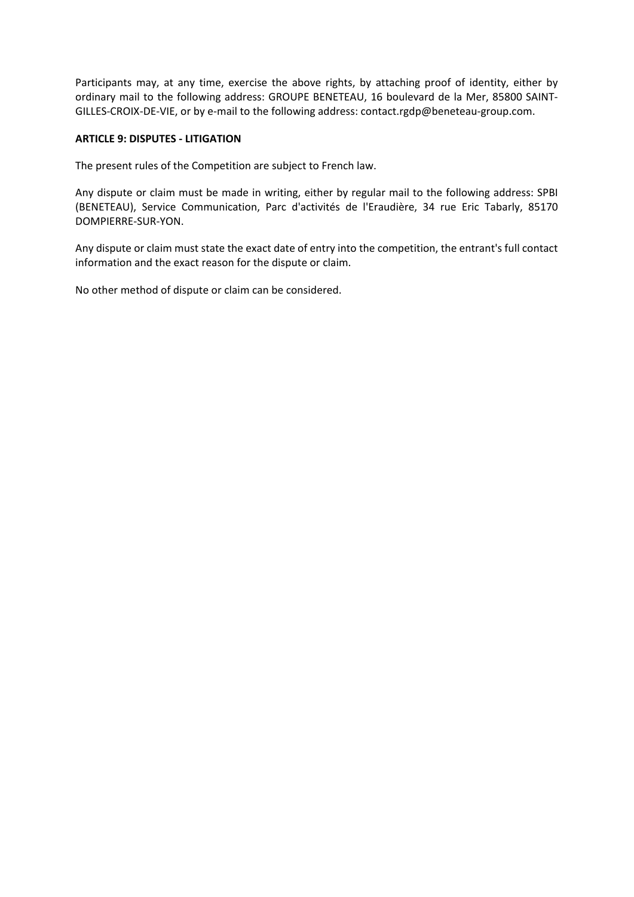Participants may, at any time, exercise the above rights, by attaching proof of identity, either by ordinary mail to the following address: GROUPE BENETEAU, 16 boulevard de la Mer, 85800 SAINT-GILLES-CROIX-DE-VIE, or by e-mail to the following address: contact.rgdp@beneteau-group.com.

**ARTICLE 9: DISPUTES - LITIGATION**

The present rules of the Competition are subject to French law.

Any dispute or claim must be made in writing, either by regular mail to the following address: SPBI (BENETEAU), Service Communication, Parc d'activités de l'Eraudière, 34 rue Eric Tabarly, 85170 DOMPIERRE-SUR-YON.

Any dispute or claim must state the exact date of entry into the competition, the entrant's full contact information and the exact reason for the dispute or claim.

No other method of dispute or claim can be considered.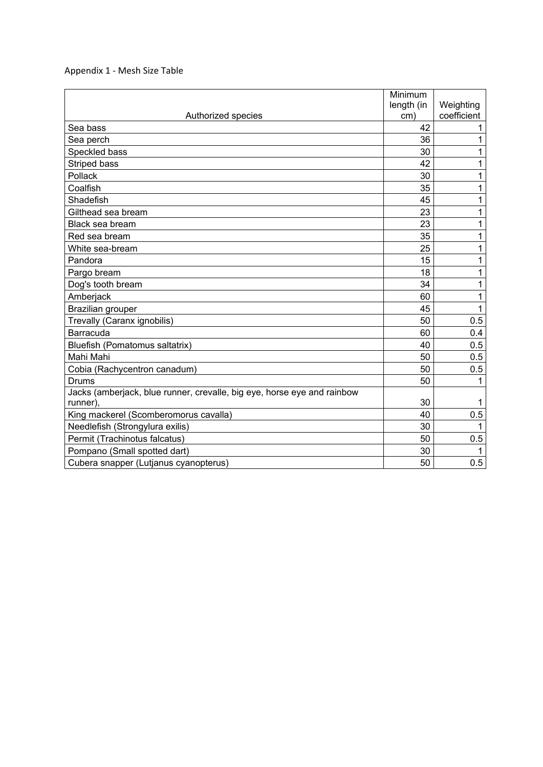Appendix 1 - Mesh Size Table

| Authorized species | Minimum length (in cm) | Weighting coefficient |
|---|---|---|
| Sea bass | 42 | 1 |
| Sea perch | 36 | 1 |
| Speckled bass | 30 | 1 |
| Striped bass | 42 | 1 |
| Pollack | 30 | 1 |
| Coalfish | 35 | 1 |
| Shadefish | 45 | 1 |
| Gilthead sea bream | 23 | 1 |
| Black sea bream | 23 | 1 |
| Red sea bream | 35 | 1 |
| White sea-bream | 25 | 1 |
| Pandora | 15 | 1 |
| Pargo bream | 18 | 1 |
| Dog's tooth bream | 34 | 1 |
| Amberjack | 60 | 1 |
| Brazilian grouper | 45 | 1 |
| Trevally (Caranx ignobilis) | 50 | 0.5 |
| Barracuda | 60 | 0.4 |
| Bluefish (Pomatomus saltatrix) | 40 | 0.5 |
| Mahi Mahi | 50 | 0.5 |
| Cobia (Rachycentron canadum) | 50 | 0.5 |
| Drums | 50 | 1 |
| Jacks (amberjack, blue runner, crevalle, big eye, horse eye and rainbow runner), | 30 | 1 |
| King mackerel (Scomberomorus cavalla) | 40 | 0.5 |
| Needlefish (Strongylura exilis) | 30 | 1 |
| Permit (Trachinotus falcatus) | 50 | 0.5 |
| Pompano (Small spotted dart) | 30 | 1 |
| Cubera snapper (Lutjanus cyanopterus) | 50 | 0.5 |